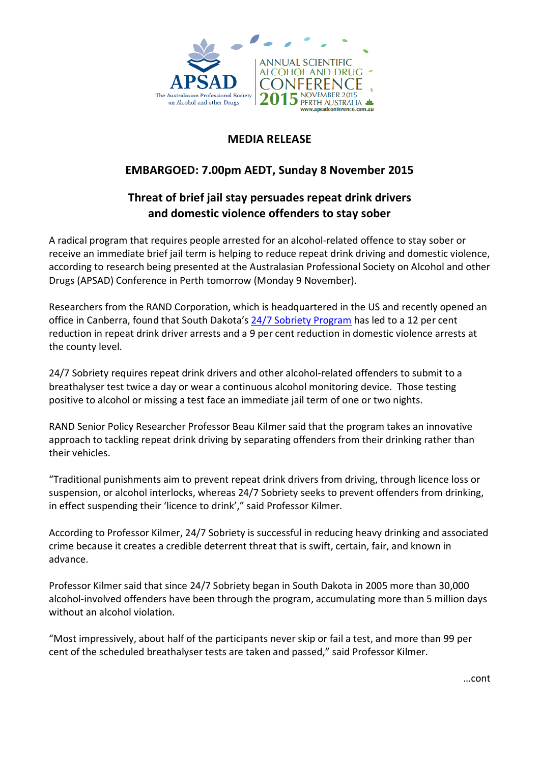APSAD
The Australasian Professional Society on Alcohol and other Drugs

ANNUAL SCIENTIFIC ALCOHOL AND DRUG CONFERENCE 2015 NOVEMBER 2015 PERTH AUSTRALIA
www.apsadconference.com.au

**MEDIA RELEASE**

**EMBARGOED: 7.00pm AEDT, Sunday 8 November 2015**

## Threat of brief jail stay persuades repeat drink drivers and domestic violence offenders to stay sober

A radical program that requires people arrested for an alcohol-related offence to stay sober or receive an immediate brief jail term is helping to reduce repeat drink driving and domestic violence, according to research being presented at the Australasian Professional Society on Alcohol and other Drugs (APSAD) Conference in Perth tomorrow (Monday 9 November).

Researchers from the RAND Corporation, which is headquartered in the US and recently opened an office in Canberra, found that South Dakota's 24/7 Sobriety Program has led to a 12 per cent reduction in repeat drink driver arrests and a 9 per cent reduction in domestic violence arrests at the county level.

24/7 Sobriety requires repeat drink drivers and other alcohol-related offenders to submit to a breathalyser test twice a day or wear a continuous alcohol monitoring device. Those testing positive to alcohol or missing a test face an immediate jail term of one or two nights.

RAND Senior Policy Researcher Professor Beau Kilmer said that the program takes an innovative approach to tackling repeat drink driving by separating offenders from their drinking rather than their vehicles.

"Traditional punishments aim to prevent repeat drink drivers from driving, through licence loss or suspension, or alcohol interlocks, whereas 24/7 Sobriety seeks to prevent offenders from drinking, in effect suspending their 'licence to drink'," said Professor Kilmer.

According to Professor Kilmer, 24/7 Sobriety is successful in reducing heavy drinking and associated crime because it creates a credible deterrent threat that is swift, certain, fair, and known in advance.

Professor Kilmer said that since 24/7 Sobriety began in South Dakota in 2005 more than 30,000 alcohol-involved offenders have been through the program, accumulating more than 5 million days without an alcohol violation.

"Most impressively, about half of the participants never skip or fail a test, and more than 99 per cent of the scheduled breathalyser tests are taken and passed," said Professor Kilmer.

…cont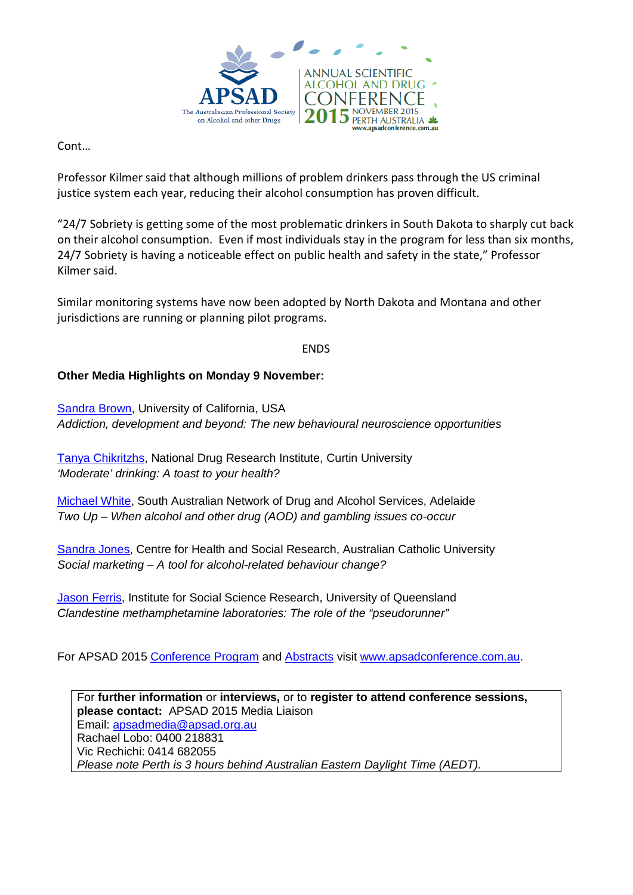Cont…

Professor Kilmer said that although millions of problem drinkers pass through the US criminal justice system each year, reducing their alcohol consumption has proven difficult.

"24/7 Sobriety is getting some of the most problematic drinkers in South Dakota to sharply cut back on their alcohol consumption. Even if most individuals stay in the program for less than six months, 24/7 Sobriety is having a noticeable effect on public health and safety in the state," Professor Kilmer said.

Similar monitoring systems have now been adopted by North Dakota and Montana and other jurisdictions are running or planning pilot programs.

ENDS

**Other Media Highlights on Monday 9 November:**

Sandra Brown, University of California, USA
*Addiction, development and beyond: The new behavioural neuroscience opportunities*

Tanya Chikritzhs, National Drug Research Institute, Curtin University
*'Moderate' drinking: A toast to your health?*

Michael White, South Australian Network of Drug and Alcohol Services, Adelaide
*Two Up – When alcohol and other drug (AOD) and gambling issues co-occur*

Sandra Jones, Centre for Health and Social Research, Australian Catholic University
*Social marketing – A tool for alcohol-related behaviour change?*

Jason Ferris, Institute for Social Science Research, University of Queensland
*Clandestine methamphetamine laboratories: The role of the "pseudorunner"*

For APSAD 2015 Conference Program and Abstracts visit www.apsadconference.com.au.

For **further information** or **interviews,** or to **register to attend conference sessions, please contact:** APSAD 2015 Media Liaison
Email: apsadmedia@apsad.org.au
Rachael Lobo: 0400 218831
Vic Rechichi: 0414 682055
*Please note Perth is 3 hours behind Australian Eastern Daylight Time (AEDT).*